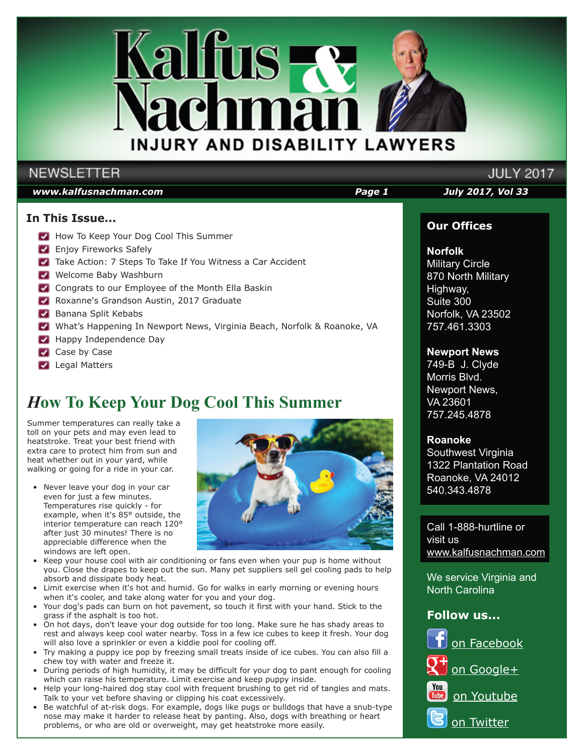# Kalfus & Nachman

**INJURY AND DISABILITY LAWYERS**

NEWSLETTER — JULY 2017

*www.kalfusnachman.com* | *July 2017, Vol 33*

## In This Issue...

- How To Keep Your Dog Cool This Summer
- Enjoy Fireworks Safely
- Take Action: 7 Steps To Take If You Witness a Car Accident
- Welcome Baby Washburn
- Congrats to our Employee of the Month Ella Baskin
- Roxanne's Grandson Austin, 2017 Graduate
- Banana Split Kebabs
- What's Happening In Newport News, Virginia Beach, Norfolk & Roanoke, VA
- Happy Independence Day
- Case by Case
- Legal Matters

## How To Keep Your Dog Cool This Summer

Summer temperatures can really take a toll on your pets and may even lead to heatstroke. Treat your best friend with extra care to protect him from sun and heat whether out in your yard, while walking or going for a ride in your car.

- Never leave your dog in your car even for just a few minutes. Temperatures rise quickly - for example, when it's 85° outside, the interior temperature can reach 120° after just 30 minutes! There is no appreciable difference when the windows are left open.
- Keep your house cool with air conditioning or fans even when your pup is home without you. Close the drapes to keep out the sun. Many pet suppliers sell gel cooling pads to help absorb and dissipate body heat.
- Limit exercise when it's hot and humid. Go for walks in early morning or evening hours when it's cooler, and take along water for you and your dog.
- Your dog's pads can burn on hot pavement, so touch it first with your hand. Stick to the grass if the asphalt is too hot.
- On hot days, don't leave your dog outside for too long. Make sure he has shady areas to rest and always keep cool water nearby. Toss in a few ice cubes to keep it fresh. Your dog will also love a sprinkler or even a kiddie pool for cooling off.
- Try making a puppy ice pop by freezing small treats inside of ice cubes. You can also fill a chew toy with water and freeze it.
- During periods of high humidity, it may be difficult for your dog to pant enough for cooling which can raise his temperature. Limit exercise and keep puppy inside.
- Help your long-haired dog stay cool with frequent brushing to get rid of tangles and mats. Talk to your vet before shaving or clipping his coat excessively.
- Be watchful of at-risk dogs. For example, dogs like pugs or bulldogs that have a snub-type nose may make it harder to release heat by panting. Also, dogs with breathing or heart problems, or who are old or overweight, may get heatstroke more easily.

### Our Offices

**Norfolk**
Military Circle
870 North Military Highway,
Suite 300
Norfolk, VA 23502
757.461.3303

**Newport News**
749-B J. Clyde Morris Blvd.
Newport News, VA 23601
757.245.4878

**Roanoke**
Southwest Virginia
1322 Plantation Road
Roanoke, VA 24012
540.343.4878

Call 1-888-hurtline or visit us www.kalfusnachman.com

We service Virginia and North Carolina

### Follow us...

- on Facebook
- on Google+
- on Youtube
- on Twitter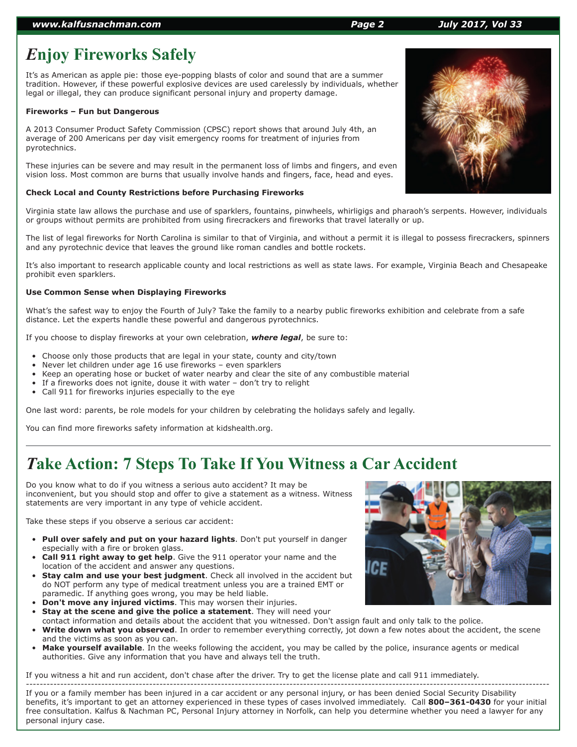# Enjoy Fireworks Safely

It's as American as apple pie: those eye-popping blasts of color and sound that are a summer tradition. However, if these powerful explosive devices are used carelessly by individuals, whether legal or illegal, they can produce significant personal injury and property damage.

**Fireworks – Fun but Dangerous**

A 2013 Consumer Product Safety Commission (CPSC) report shows that around July 4th, an average of 200 Americans per day visit emergency rooms for treatment of injuries from pyrotechnics.

These injuries can be severe and may result in the permanent loss of limbs and fingers, and even vision loss. Most common are burns that usually involve hands and fingers, face, head and eyes.

**Check Local and County Restrictions before Purchasing Fireworks**

Virginia state law allows the purchase and use of sparklers, fountains, pinwheels, whirligigs and pharaoh's serpents. However, individuals or groups without permits are prohibited from using firecrackers and fireworks that travel laterally or up.

The list of legal fireworks for North Carolina is similar to that of Virginia, and without a permit it is illegal to possess firecrackers, spinners and any pyrotechnic device that leaves the ground like roman candles and bottle rockets.

It's also important to research applicable county and local restrictions as well as state laws. For example, Virginia Beach and Chesapeake prohibit even sparklers.

**Use Common Sense when Displaying Fireworks**

What's the safest way to enjoy the Fourth of July? Take the family to a nearby public fireworks exhibition and celebrate from a safe distance. Let the experts handle these powerful and dangerous pyrotechnics.

If you choose to display fireworks at your own celebration, ***where legal***, be sure to:

- Choose only those products that are legal in your state, county and city/town
- Never let children under age 16 use fireworks – even sparklers
- Keep an operating hose or bucket of water nearby and clear the site of any combustible material
- If a fireworks does not ignite, douse it with water – don't try to relight
- Call 911 for fireworks injuries especially to the eye

One last word: parents, be role models for your children by celebrating the holidays safely and legally.

You can find more fireworks safety information at kidshealth.org.

---

# Take Action: 7 Steps To Take If You Witness a Car Accident

Do you know what to do if you witness a serious auto accident? It may be inconvenient, but you should stop and offer to give a statement as a witness. Witness statements are very important in any type of vehicle accident.

Take these steps if you observe a serious car accident:

- **Pull over safely and put on your hazard lights**. Don't put yourself in danger especially with a fire or broken glass.
- **Call 911 right away to get help**. Give the 911 operator your name and the location of the accident and answer any questions.
- **Stay calm and use your best judgment**. Check all involved in the accident but do NOT perform any type of medical treatment unless you are a trained EMT or paramedic. If anything goes wrong, you may be held liable.
- **Don't move any injured victims**. This may worsen their injuries.
- **Stay at the scene and give the police a statement**. They will need your contact information and details about the accident that you witnessed. Don't assign fault and only talk to the police.
- **Write down what you observed**. In order to remember everything correctly, jot down a few notes about the accident, the scene and the victims as soon as you can.
- **Make yourself available**. In the weeks following the accident, you may be called by the police, insurance agents or medical authorities. Give any information that you have and always tell the truth.

If you witness a hit and run accident, don't chase after the driver. Try to get the license plate and call 911 immediately.

---

If you or a family member has been injured in a car accident or any personal injury, or has been denied Social Security Disability benefits, it's important to get an attorney experienced in these types of cases involved immediately. Call **800–361-0430** for your initial free consultation. Kalfus & Nachman PC, Personal Injury attorney in Norfolk, can help you determine whether you need a lawyer for any personal injury case.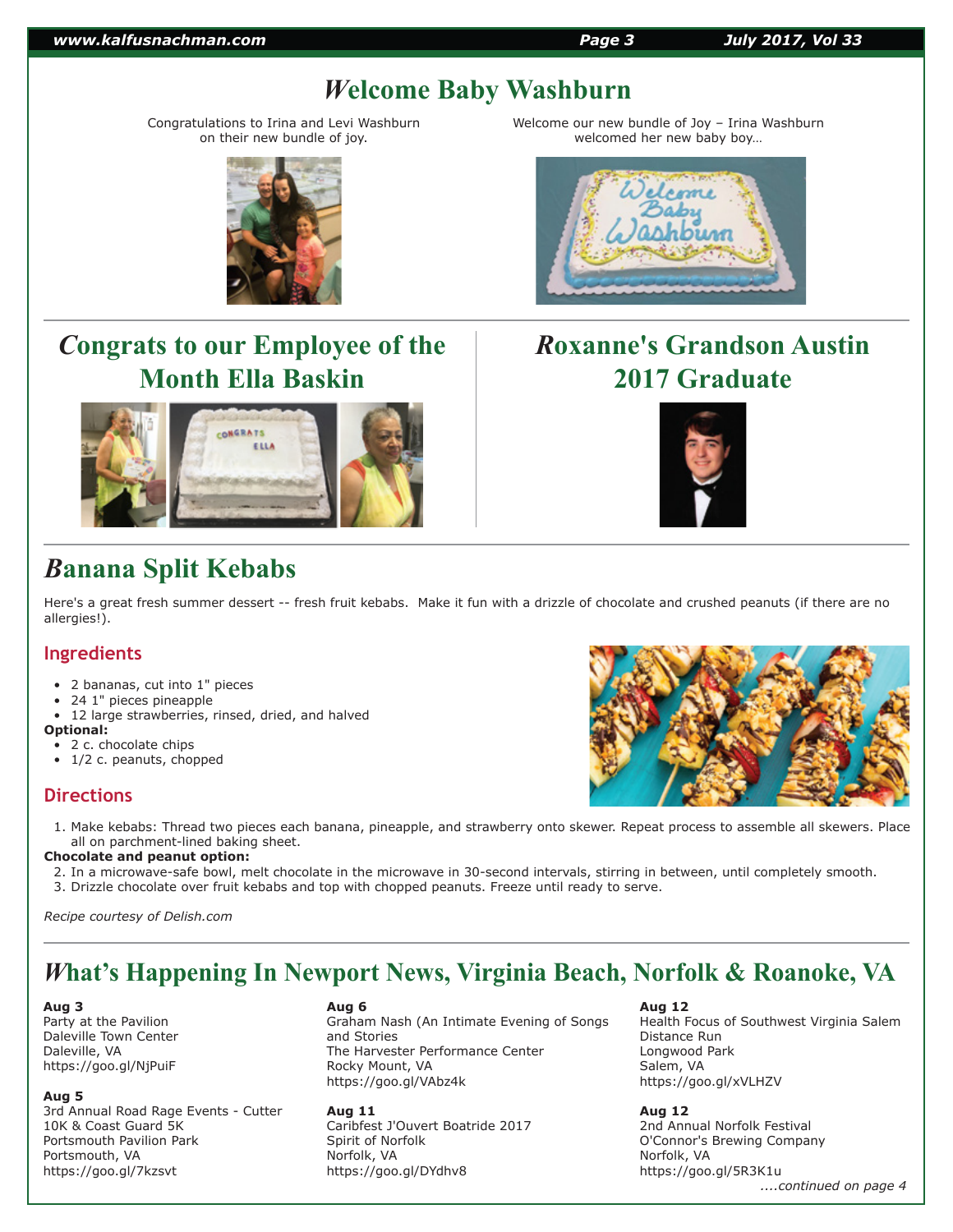# Welcome Baby Washburn

Congratulations to Irina and Levi Washburn on their new bundle of joy.

Welcome our new bundle of Joy – Irina Washburn welcomed her new baby boy…

# Congrats to our Employee of the Month Ella Baskin

# Roxanne's Grandson Austin 2017 Graduate

# Banana Split Kebabs

Here's a great fresh summer dessert -- fresh fruit kebabs. Make it fun with a drizzle of chocolate and crushed peanuts (if there are no allergies!).

## Ingredients

- 2 bananas, cut into 1" pieces
- 24 1" pieces pineapple
- 12 large strawberries, rinsed, dried, and halved

**Optional:**

- 2 c. chocolate chips
- 1/2 c. peanuts, chopped

## Directions

1. Make kebabs: Thread two pieces each banana, pineapple, and strawberry onto skewer. Repeat process to assemble all skewers. Place all on parchment-lined baking sheet.

**Chocolate and peanut option:**

2. In a microwave-safe bowl, melt chocolate in the microwave in 30-second intervals, stirring in between, until completely smooth.
3. Drizzle chocolate over fruit kebabs and top with chopped peanuts. Freeze until ready to serve.

*Recipe courtesy of Delish.com*

# What's Happening In Newport News, Virginia Beach, Norfolk & Roanoke, VA

**Aug 3**
Party at the Pavilion
Daleville Town Center
Daleville, VA
https://goo.gl/NjPuiF

**Aug 5**
3rd Annual Road Rage Events - Cutter 10K & Coast Guard 5K
Portsmouth Pavilion Park
Portsmouth, VA
https://goo.gl/7kzsvt

**Aug 6**
Graham Nash (An Intimate Evening of Songs and Stories
The Harvester Performance Center
Rocky Mount, VA
https://goo.gl/VAbz4k

**Aug 11**
Caribfest J'Ouvert Boatride 2017
Spirit of Norfolk
Norfolk, VA
https://goo.gl/DYdhv8

**Aug 12**
Health Focus of Southwest Virginia Salem Distance Run
Longwood Park
Salem, VA
https://goo.gl/xVLHZV

**Aug 12**
2nd Annual Norfolk Festival
O'Connor's Brewing Company
Norfolk, VA
https://goo.gl/5R3K1u

*....continued on page 4*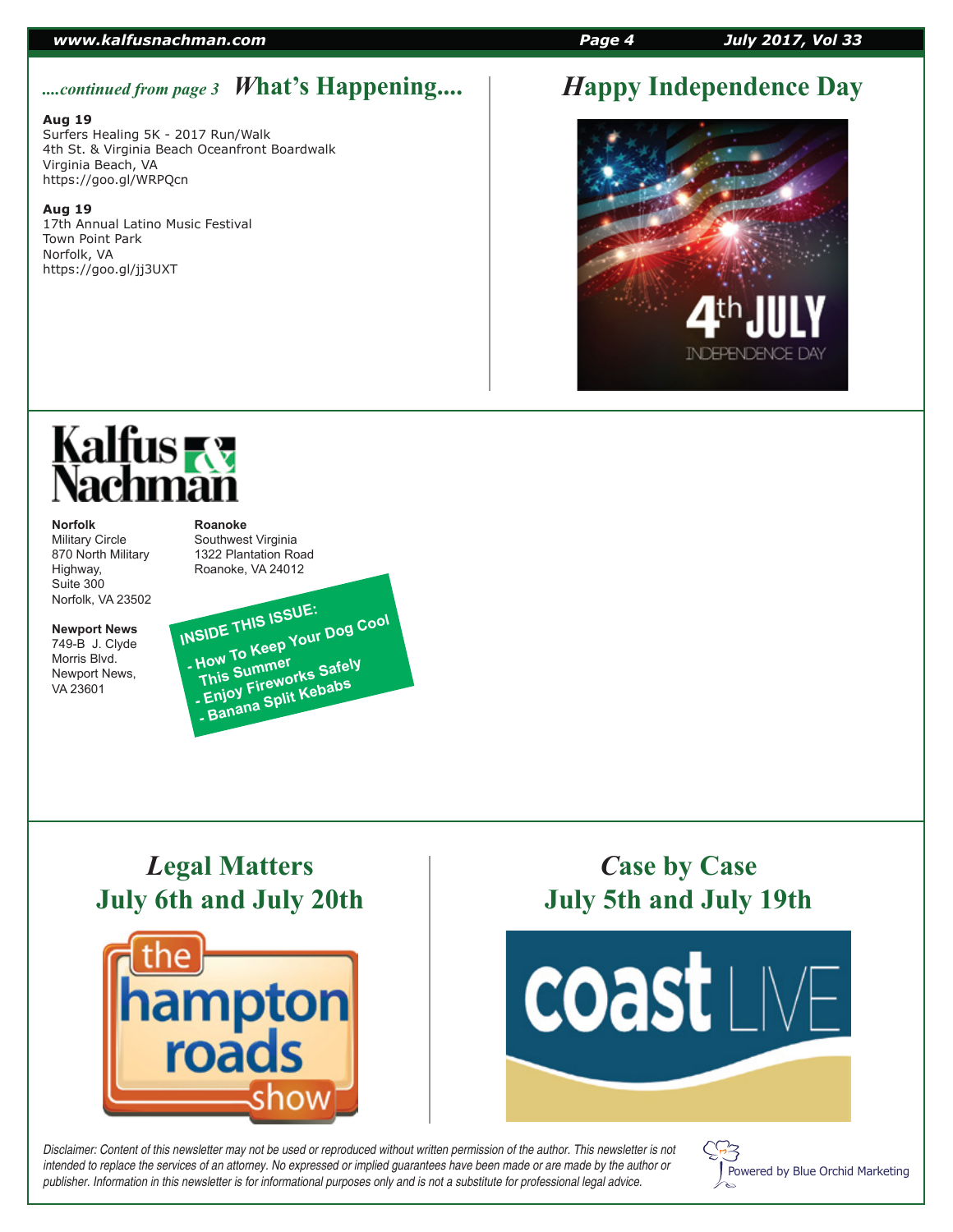*....continued from page 3* 

## What's Happening....

**Aug 19**
Surfers Healing 5K - 2017 Run/Walk
4th St. & Virginia Beach Oceanfront Boardwalk
Virginia Beach, VA
https://goo.gl/WRPQcn

**Aug 19**
17th Annual Latino Music Festival
Town Point Park
Norfolk, VA
https://goo.gl/jj3UXT

## Happy Independence Day

4th JULY
INDEPENDENCE DAY

Kalfus & Nachman

**Norfolk**
Military Circle
870 North Military Highway,
Suite 300
Norfolk, VA 23502

**Newport News**
749-B J. Clyde Morris Blvd.
Newport News,
VA 23601

**Roanoke**
Southwest Virginia
1322 Plantation Road
Roanoke, VA 24012

**INSIDE THIS ISSUE:**
- How To Keep Your Dog Cool This Summer
- Enjoy Fireworks Safely
- Banana Split Kebabs

## Legal Matters
## July 6th and July 20th

the hampton roads show

## Case by Case
## July 5th and July 19th

coast LIVE

*Disclaimer: Content of this newsletter may not be used or reproduced without written permission of the author. This newsletter is not intended to replace the services of an attorney. No expressed or implied guarantees have been made or are made by the author or publisher. Information in this newsletter is for informational purposes only and is not a substitute for professional legal advice.*

Powered by Blue Orchid Marketing